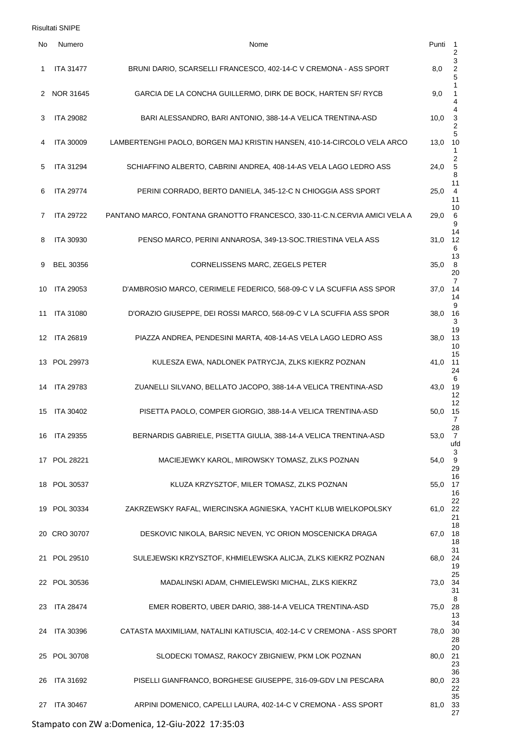Risultati SNIPE

| No | Numero | Nome | Punti | 1 | 2 | 3 |
|---|---|---|---|---|---|---|
| 1 | ITA 31477 | BRUNI DARIO, SCARSELLI FRANCESCO, 402-14-C V CREMONA - ASS SPORT | 8,0 | 2 | 5 | 1 |
| 2 | NOR 31645 | GARCIA DE LA CONCHA GUILLERMO, DIRK DE BOCK, HARTEN SF/ RYCB | 9,0 | 1 | 4 | 4 |
| 3 | ITA 29082 | BARI ALESSANDRO, BARI ANTONIO, 388-14-A VELICA TRENTINA-ASD | 10,0 | 3 | 2 | 5 |
| 4 | ITA 30009 | LAMBERTENGHI PAOLO, BORGEN MAJ KRISTIN HANSEN, 410-14-CIRCOLO VELA ARCO | 13,0 | 10 | 1 | 2 |
| 5 | ITA 31294 | SCHIAFFINO ALBERTO, CABRINI ANDREA, 408-14-AS VELA LAGO LEDRO ASS | 24,0 | 5 | 8 | 11 |
| 6 | ITA 29774 | PERINI CORRADO, BERTO DANIELA, 345-12-C N CHIOGGIA ASS SPORT | 25,0 | 4 | 11 | 10 |
| 7 | ITA 29722 | PANTANO MARCO, FONTANA GRANOTTO FRANCESCO, 330-11-C.N.CERVIA AMICI VELA A | 29,0 | 6 | 9 | 14 |
| 8 | ITA 30930 | PENSO MARCO, PERINI ANNAROSA, 349-13-SOC.TRIESTINA VELA ASS | 31,0 | 12 | 6 | 13 |
| 9 | BEL 30356 | CORNELISSENS MARC, ZEGELS PETER | 35,0 | 8 | 20 | 7 |
| 10 | ITA 29053 | D'AMBROSIO MARCO, CERIMELE FEDERICO, 568-09-C V LA SCUFFIA ASS SPOR | 37,0 | 14 | 14 | 9 |
| 11 | ITA 31080 | D'ORAZIO GIUSEPPE, DEI ROSSI MARCO, 568-09-C V LA SCUFFIA ASS SPOR | 38,0 | 16 | 3 | 19 |
| 12 | ITA 26819 | PIAZZA ANDREA, PENDESINI MARTA, 408-14-AS VELA LAGO LEDRO ASS | 38,0 | 13 | 10 | 15 |
| 13 | POL 29973 | KULESZA EWA, NADLONEK PATRYCJA, ZLKS KIEKRZ POZNAN | 41,0 | 11 | 24 | 6 |
| 14 | ITA 29783 | ZUANELLI SILVANO, BELLATO JACOPO, 388-14-A VELICA TRENTINA-ASD | 43,0 | 19 | 12 | 12 |
| 15 | ITA 30402 | PISETTA PAOLO, COMPER GIORGIO, 388-14-A VELICA TRENTINA-ASD | 50,0 | 15 | 7 | 28 |
| 16 | ITA 29355 | BERNARDIS GABRIELE, PISETTA GIULIA, 388-14-A VELICA TRENTINA-ASD | 53,0 | 7 | ufd | 3 |
| 17 | POL 28221 | MACIEJEWKY KAROL, MIROWSKY TOMASZ, ZLKS POZNAN | 54,0 | 9 | 29 | 16 |
| 18 | POL 30537 | KLUZA KRZYSZTOF, MILER TOMASZ, ZLKS POZNAN | 55,0 | 17 | 16 | 22 |
| 19 | POL 30334 | ZAKRZEWSKY RAFAL, WIERCINSKA AGNIESKA, YACHT KLUB WIELKOPOLSKY | 61,0 | 22 | 21 | 18 |
| 20 | CRO 30707 | DESKOVIC NIKOLA, BARSIC NEVEN, YC ORION MOSCENICKA DRAGA | 67,0 | 18 | 18 | 31 |
| 21 | POL 29510 | SULEJEWSKI KRZYSZTOF, KHMIELEWSKA ALICJA, ZLKS KIEKRZ POZNAN | 68,0 | 24 | 19 | 25 |
| 22 | POL 30536 | MADALINSKI ADAM, CHMIELEWSKI MICHAL, ZLKS KIEKRZ | 73,0 | 34 | 31 | 8 |
| 23 | ITA 28474 | EMER ROBERTO, UBER DARIO, 388-14-A VELICA TRENTINA-ASD | 75,0 | 28 | 13 | 34 |
| 24 | ITA 30396 | CATASTA MAXIMILIAM, NATALINI KATIUSCIA, 402-14-C V CREMONA - ASS SPORT | 78,0 | 30 | 28 | 20 |
| 25 | POL 30708 | SLODECKI TOMASZ, RAKOCY ZBIGNIEW, PKM LOK POZNAN | 80,0 | 21 | 23 | 36 |
| 26 | ITA 31692 | PISELLI GIANFRANCO, BORGHESE GIUSEPPE, 316-09-GDV LNI PESCARA | 80,0 | 23 | 22 | 35 |
| 27 | ITA 30467 | ARPINI DOMENICO, CAPELLI LAURA, 402-14-C V CREMONA - ASS SPORT | 81,0 | 33 | 27 | |

Stampato con ZW a:Domenica, 12-Giu-2022 17:35:03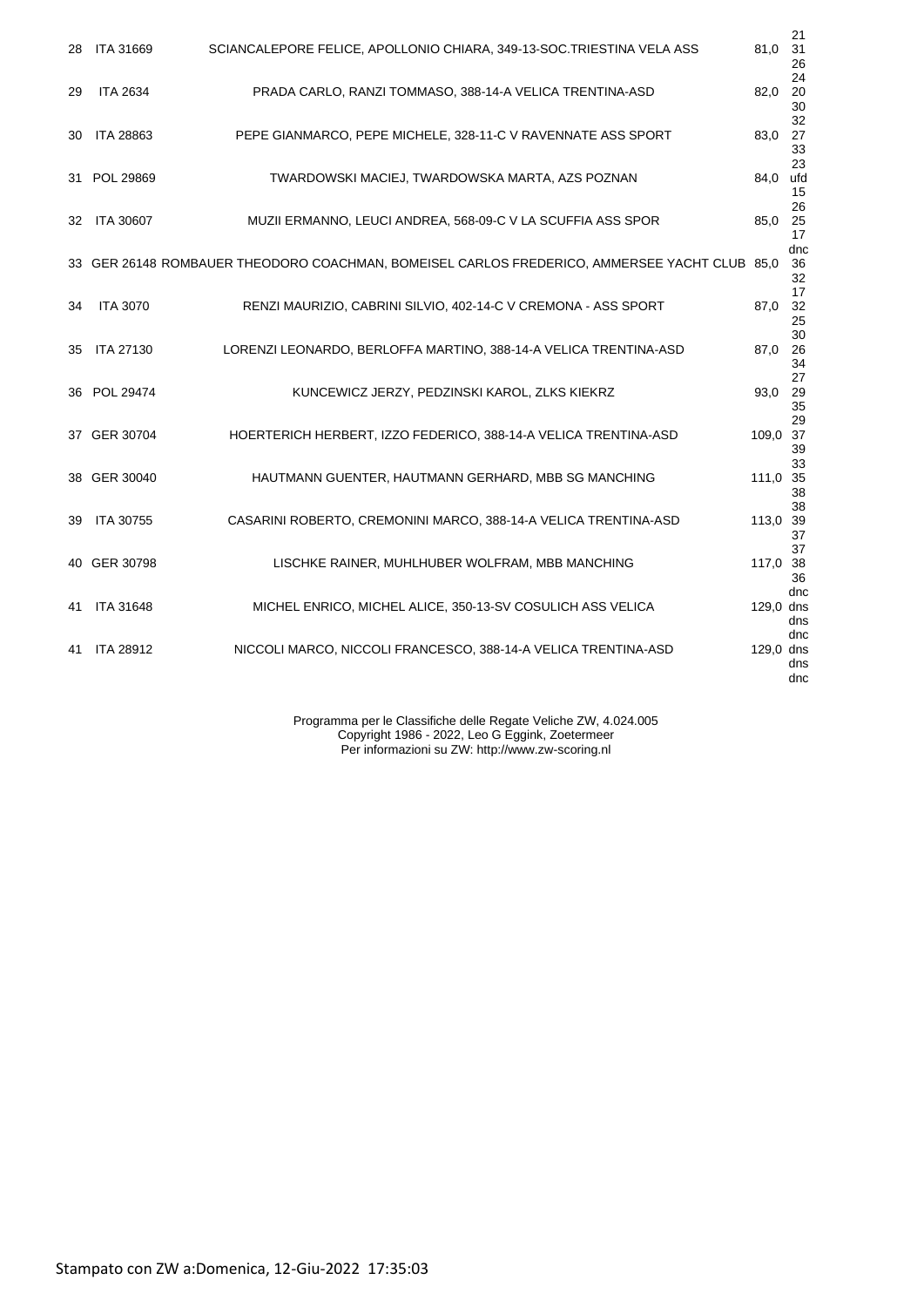21

| | | | | | | |
|---|---|---|---|---|---|---|
| 28 | ITA 31669 | SCIANCALEPORE FELICE, APOLLONIO CHIARA, 349-13-SOC.TRIESTINA VELA ASS | 81,0 | 31 | 26 | 24 |
| 29 | ITA 2634 | PRADA CARLO, RANZI TOMMASO, 388-14-A VELICA TRENTINA-ASD | 82,0 | 20 | 30 | 32 |
| 30 | ITA 28863 | PEPE GIANMARCO, PEPE MICHELE, 328-11-C V RAVENNATE ASS SPORT | 83,0 | 27 | 33 | 23 |
| 31 | POL 29869 | TWARDOWSKI MACIEJ, TWARDOWSKA MARTA, AZS POZNAN | 84,0 | ufd | 15 | 26 |
| 32 | ITA 30607 | MUZII ERMANNO, LEUCI ANDREA, 568-09-C V LA SCUFFIA ASS SPOR | 85,0 | 25 | 17 | dnc |
| 33 | GER 26148 | ROMBAUER THEODORO COACHMAN, BOMEISEL CARLOS FREDERICO, AMMERSEE YACHT CLUB | 85,0 | 36 | 32 | 17 |
| 34 | ITA 3070 | RENZI MAURIZIO, CABRINI SILVIO, 402-14-C V CREMONA - ASS SPORT | 87,0 | 32 | 25 | 30 |
| 35 | ITA 27130 | LORENZI LEONARDO, BERLOFFA MARTINO, 388-14-A VELICA TRENTINA-ASD | 87,0 | 26 | 34 | 27 |
| 36 | POL 29474 | KUNCEWICZ JERZY, PEDZINSKI KAROL, ZLKS KIEKRZ | 93,0 | 29 | 35 | 29 |
| 37 | GER 30704 | HOERTERICH HERBERT, IZZO FEDERICO, 388-14-A VELICA TRENTINA-ASD | 109,0 | 37 | 39 | 33 |
| 38 | GER 30040 | HAUTMANN GUENTER, HAUTMANN GERHARD, MBB SG MANCHING | 111,0 | 35 | 38 | 38 |
| 39 | ITA 30755 | CASARINI ROBERTO, CREMONINI MARCO, 388-14-A VELICA TRENTINA-ASD | 113,0 | 39 | 37 | 37 |
| 40 | GER 30798 | LISCHKE RAINER, MUHLHUBER WOLFRAM, MBB MANCHING | 117,0 | 38 | 36 | dnc |
| 41 | ITA 31648 | MICHEL ENRICO, MICHEL ALICE, 350-13-SV COSULICH ASS VELICA | 129,0 | dns | dns | dnc |
| 41 | ITA 28912 | NICCOLI MARCO, NICCOLI FRANCESCO, 388-14-A VELICA TRENTINA-ASD | 129,0 | dns | dns | dnc |

Programma per le Classifiche delle Regate Veliche ZW, 4.024.005
Copyright 1986 - 2022, Leo G Eggink, Zoetermeer
Per informazioni su ZW: http://www.zw-scoring.nl

Stampato con ZW a:Domenica, 12-Giu-2022 17:35:03